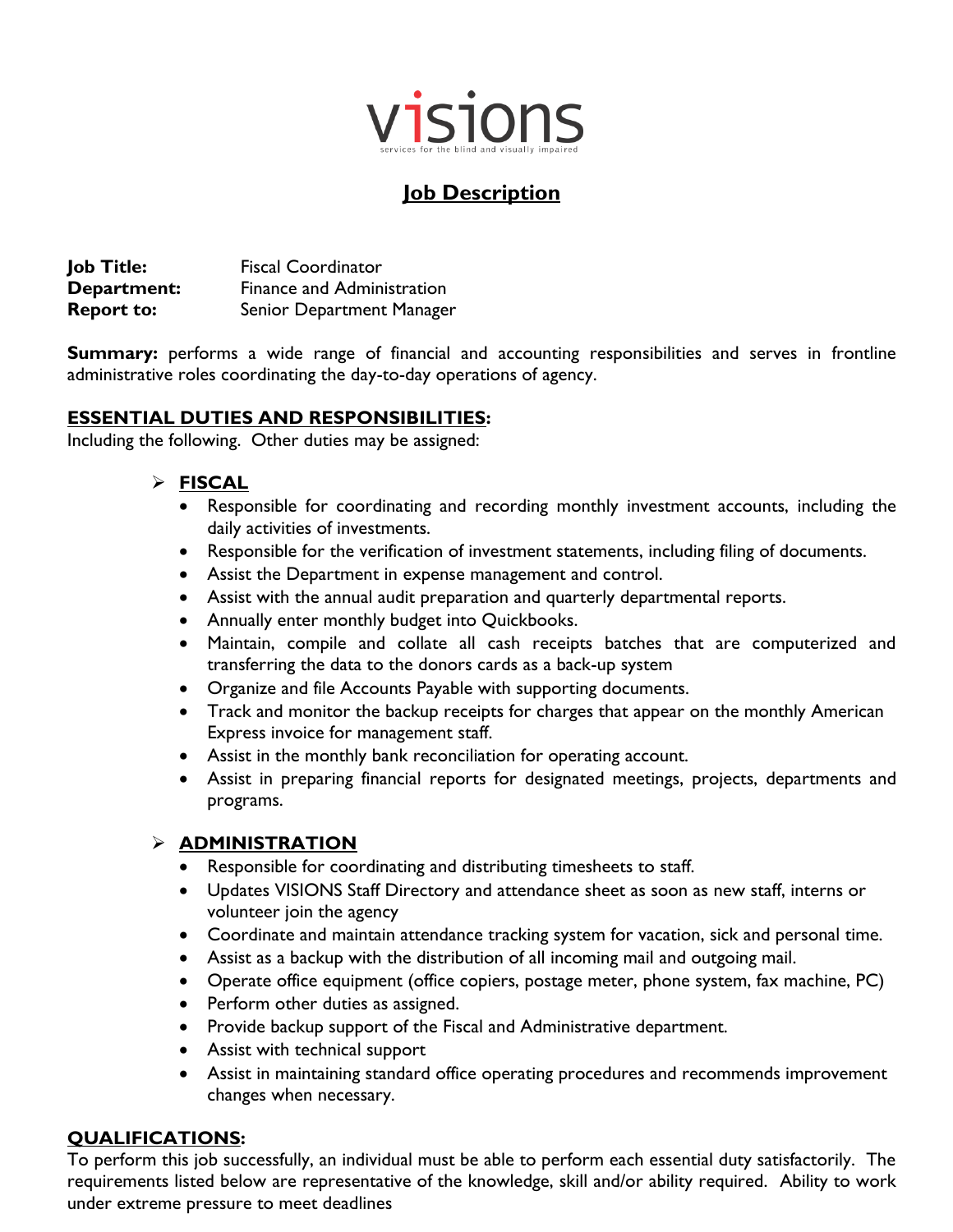visions

services for the blind and visually impaired

# Job Description

**Job Title:** Fiscal Coordinator
**Department:** Finance and Administration
**Report to:** Senior Department Manager

**Summary:** performs a wide range of financial and accounting responsibilities and serves in frontline administrative roles coordinating the day-to-day operations of agency.

## ESSENTIAL DUTIES AND RESPONSIBILITIES:

Including the following. Other duties may be assigned:

### FISCAL

- Responsible for coordinating and recording monthly investment accounts, including the daily activities of investments.
- Responsible for the verification of investment statements, including filing of documents.
- Assist the Department in expense management and control.
- Assist with the annual audit preparation and quarterly departmental reports.
- Annually enter monthly budget into Quickbooks.
- Maintain, compile and collate all cash receipts batches that are computerized and transferring the data to the donors cards as a back-up system
- Organize and file Accounts Payable with supporting documents.
- Track and monitor the backup receipts for charges that appear on the monthly American Express invoice for management staff.
- Assist in the monthly bank reconciliation for operating account.
- Assist in preparing financial reports for designated meetings, projects, departments and programs.

### ADMINISTRATION

- Responsible for coordinating and distributing timesheets to staff.
- Updates VISIONS Staff Directory and attendance sheet as soon as new staff, interns or volunteer join the agency
- Coordinate and maintain attendance tracking system for vacation, sick and personal time.
- Assist as a backup with the distribution of all incoming mail and outgoing mail.
- Operate office equipment (office copiers, postage meter, phone system, fax machine, PC)
- Perform other duties as assigned.
- Provide backup support of the Fiscal and Administrative department.
- Assist with technical support
- Assist in maintaining standard office operating procedures and recommends improvement changes when necessary.

## QUALIFICATIONS:

To perform this job successfully, an individual must be able to perform each essential duty satisfactorily. The requirements listed below are representative of the knowledge, skill and/or ability required. Ability to work under extreme pressure to meet deadlines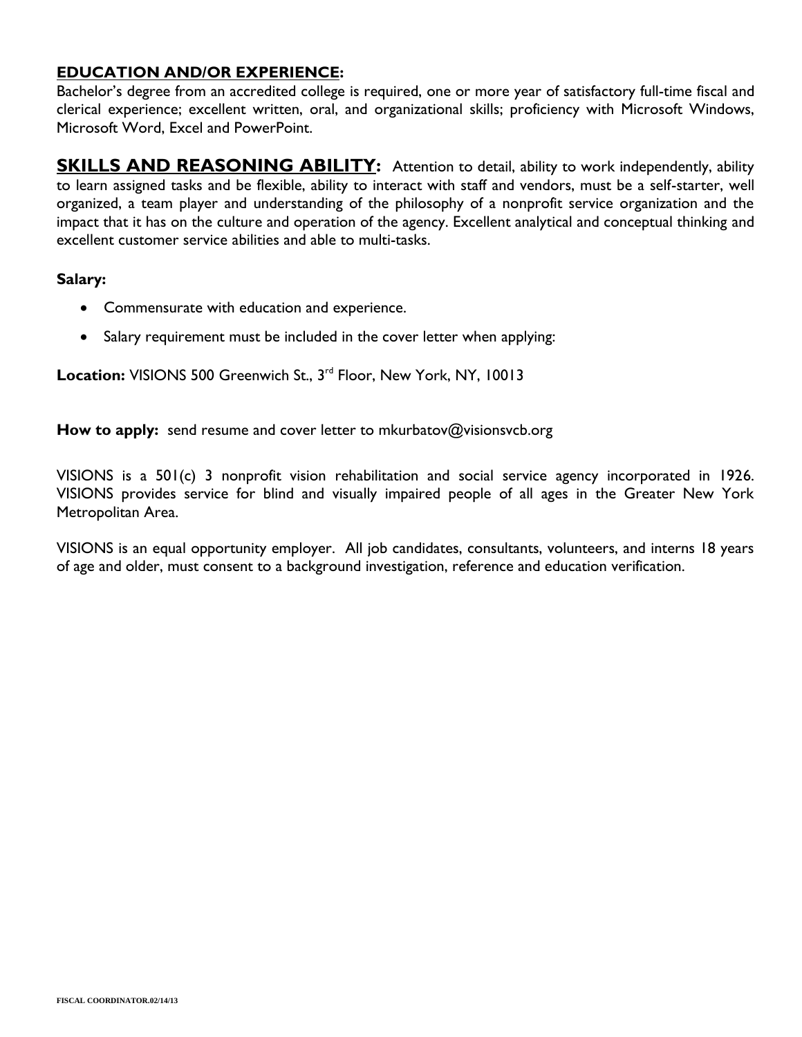**EDUCATION AND/OR EXPERIENCE:**
Bachelor's degree from an accredited college is required, one or more year of satisfactory full-time fiscal and clerical experience; excellent written, oral, and organizational skills; proficiency with Microsoft Windows, Microsoft Word, Excel and PowerPoint.

**SKILLS AND REASONING ABILITY:** Attention to detail, ability to work independently, ability to learn assigned tasks and be flexible, ability to interact with staff and vendors, must be a self-starter, well organized, a team player and understanding of the philosophy of a nonprofit service organization and the impact that it has on the culture and operation of the agency. Excellent analytical and conceptual thinking and excellent customer service abilities and able to multi-tasks.

**Salary:**

- Commensurate with education and experience.
- Salary requirement must be included in the cover letter when applying:

**Location:** VISIONS 500 Greenwich St., 3rd Floor, New York, NY, 10013

**How to apply:** send resume and cover letter to mkurbatov@visionsvcb.org

VISIONS is a 501(c) 3 nonprofit vision rehabilitation and social service agency incorporated in 1926. VISIONS provides service for blind and visually impaired people of all ages in the Greater New York Metropolitan Area.

VISIONS is an equal opportunity employer. All job candidates, consultants, volunteers, and interns 18 years of age and older, must consent to a background investigation, reference and education verification.